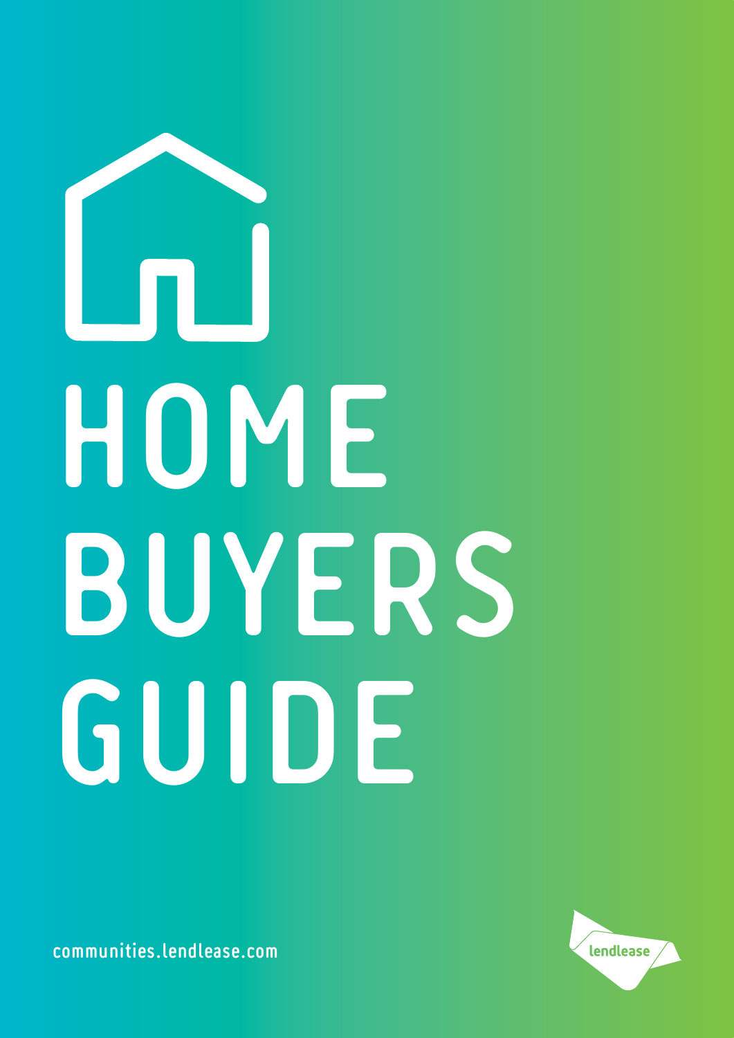# HOME BUYERS GUIDE

communities.lendlease.com

lendlease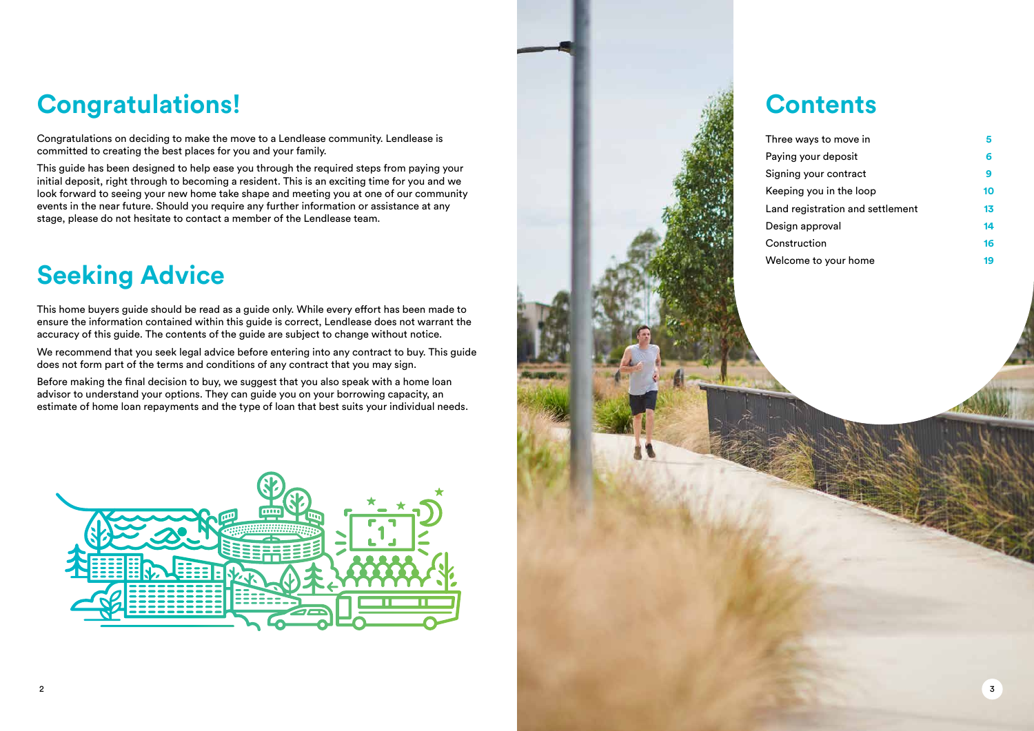# Congratulations!

Congratulations on deciding to make the move to a Lendlease community. Lendlease is committed to creating the best places for you and your family.

This guide has been designed to help ease you through the required steps from paying your initial deposit, right through to becoming a resident. This is an exciting time for you and we look forward to seeing your new home take shape and meeting you at one of our community events in the near future. Should you require any further information or assistance at any stage, please do not hesitate to contact a member of the Lendlease team.

# Seeking Advice

This home buyers guide should be read as a guide only. While every effort has been made to ensure the information contained within this guide is correct, Lendlease does not warrant the accuracy of this guide. The contents of the guide are subject to change without notice.

We recommend that you seek legal advice before entering into any contract to buy. This guide does not form part of the terms and conditions of any contract that you may sign.

Before making the final decision to buy, we suggest that you also speak with a home loan advisor to understand your options. They can guide you on your borrowing capacity, an estimate of home loan repayments and the type of loan that best suits your individual needs.

# Contents

| | |
|---|---|
| Three ways to move in | 5 |
| Paying your deposit | 6 |
| Signing your contract | 9 |
| Keeping you in the loop | 10 |
| Land registration and settlement | 13 |
| Design approval | 14 |
| Construction | 16 |
| Welcome to your home | 19 |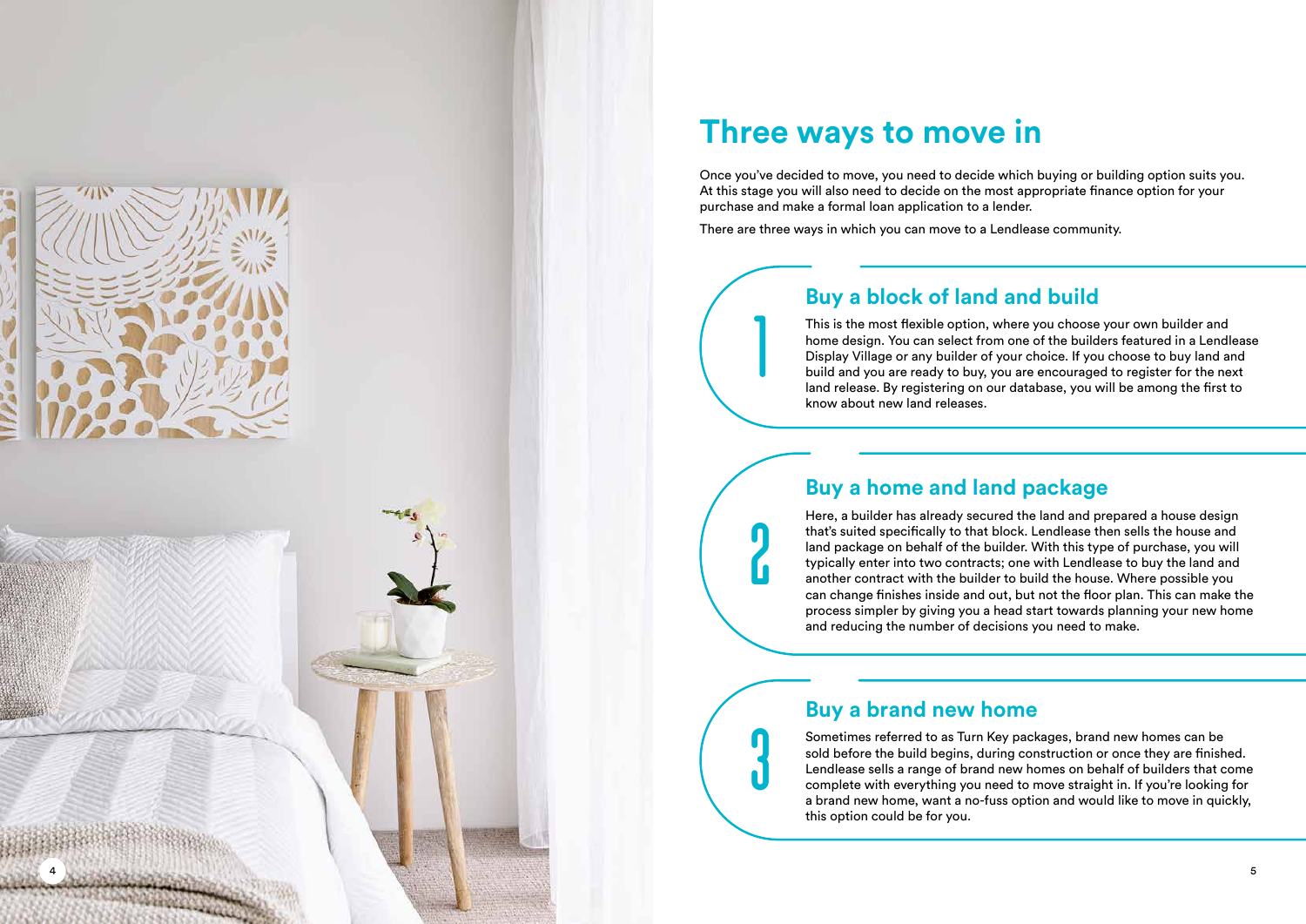# Three ways to move in

Once you've decided to move, you need to decide which buying or building option suits you. At this stage you will also need to decide on the most appropriate finance option for your purchase and make a formal loan application to a lender.

There are three ways in which you can move to a Lendlease community.

## 1 Buy a block of land and build

This is the most flexible option, where you choose your own builder and home design. You can select from one of the builders featured in a Lendlease Display Village or any builder of your choice. If you choose to buy land and build and you are ready to buy, you are encouraged to register for the next land release. By registering on our database, you will be among the first to know about new land releases.

## 2 Buy a home and land package

Here, a builder has already secured the land and prepared a house design that's suited specifically to that block. Lendlease then sells the house and land package on behalf of the builder. With this type of purchase, you will typically enter into two contracts; one with Lendlease to buy the land and another contract with the builder to build the house. Where possible you can change finishes inside and out, but not the floor plan. This can make the process simpler by giving you a head start towards planning your new home and reducing the number of decisions you need to make.

## 3 Buy a brand new home

Sometimes referred to as Turn Key packages, brand new homes can be sold before the build begins, during construction or once they are finished. Lendlease sells a range of brand new homes on behalf of builders that come complete with everything you need to move straight in. If you're looking for a brand new home, want a no-fuss option and would like to move in quickly, this option could be for you.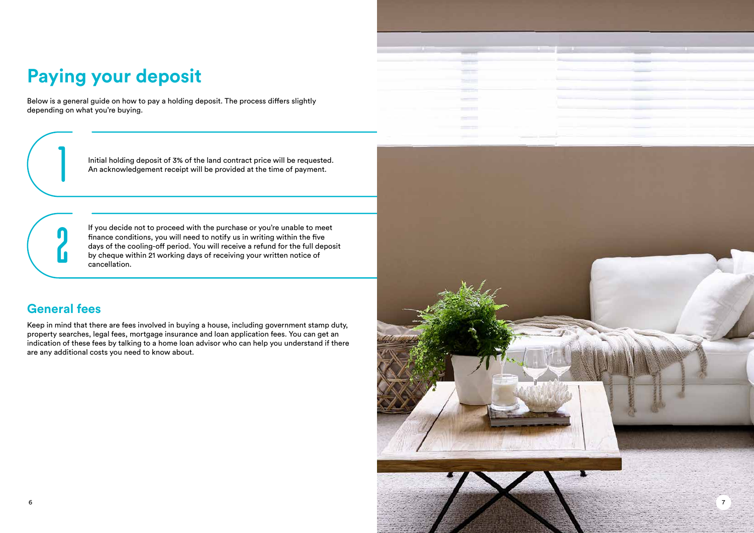# Paying your deposit

Below is a general guide on how to pay a holding deposit. The process differs slightly depending on what you're buying.

1. Initial holding deposit of 3% of the land contract price will be requested. An acknowledgement receipt will be provided at the time of payment.

2. If you decide not to proceed with the purchase or you're unable to meet finance conditions, you will need to notify us in writing within the five days of the cooling-off period. You will receive a refund for the full deposit by cheque within 21 working days of receiving your written notice of cancellation.

## General fees

Keep in mind that there are fees involved in buying a house, including government stamp duty, property searches, legal fees, mortgage insurance and loan application fees. You can get an indication of these fees by talking to a home loan advisor who can help you understand if there are any additional costs you need to know about.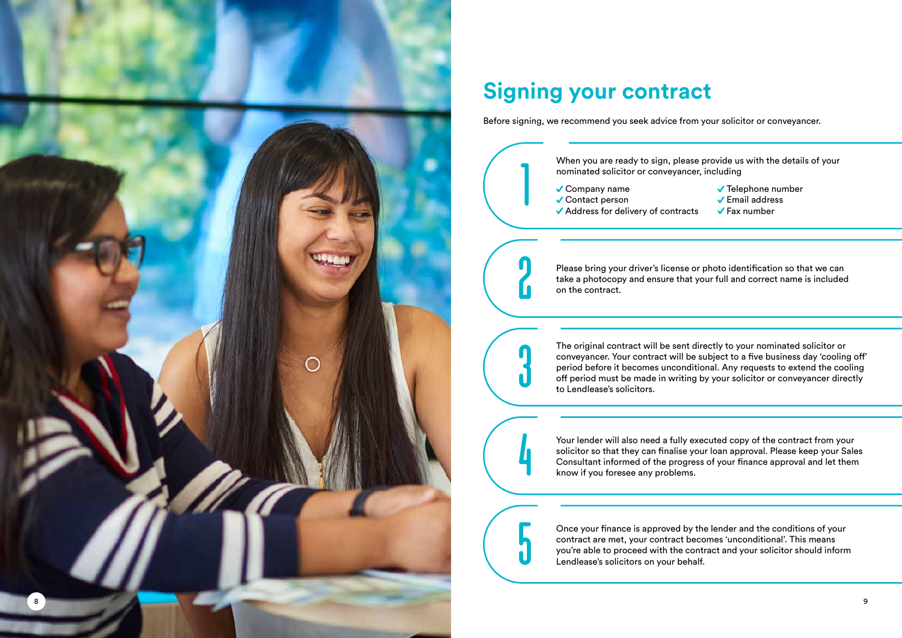# Signing your contract

Before signing, we recommend you seek advice from your solicitor or conveyancer.

1. When you are ready to sign, please provide us with the details of your nominated solicitor or conveyancer, including

   - ✓ Company name
   - ✓ Contact person
   - ✓ Address for delivery of contracts
   - ✓ Telephone number
   - ✓ Email address
   - ✓ Fax number

2. Please bring your driver's license or photo identification so that we can take a photocopy and ensure that your full and correct name is included on the contract.

3. The original contract will be sent directly to your nominated solicitor or conveyancer. Your contract will be subject to a five business day 'cooling off' period before it becomes unconditional. Any requests to extend the cooling off period must be made in writing by your solicitor or conveyancer directly to Lendlease's solicitors.

4. Your lender will also need a fully executed copy of the contract from your solicitor so that they can finalise your loan approval. Please keep your Sales Consultant informed of the progress of your finance approval and let them know if you foresee any problems.

5. Once your finance is approved by the lender and the conditions of your contract are met, your contract becomes 'unconditional'. This means you're able to proceed with the contract and your solicitor should inform Lendlease's solicitors on your behalf.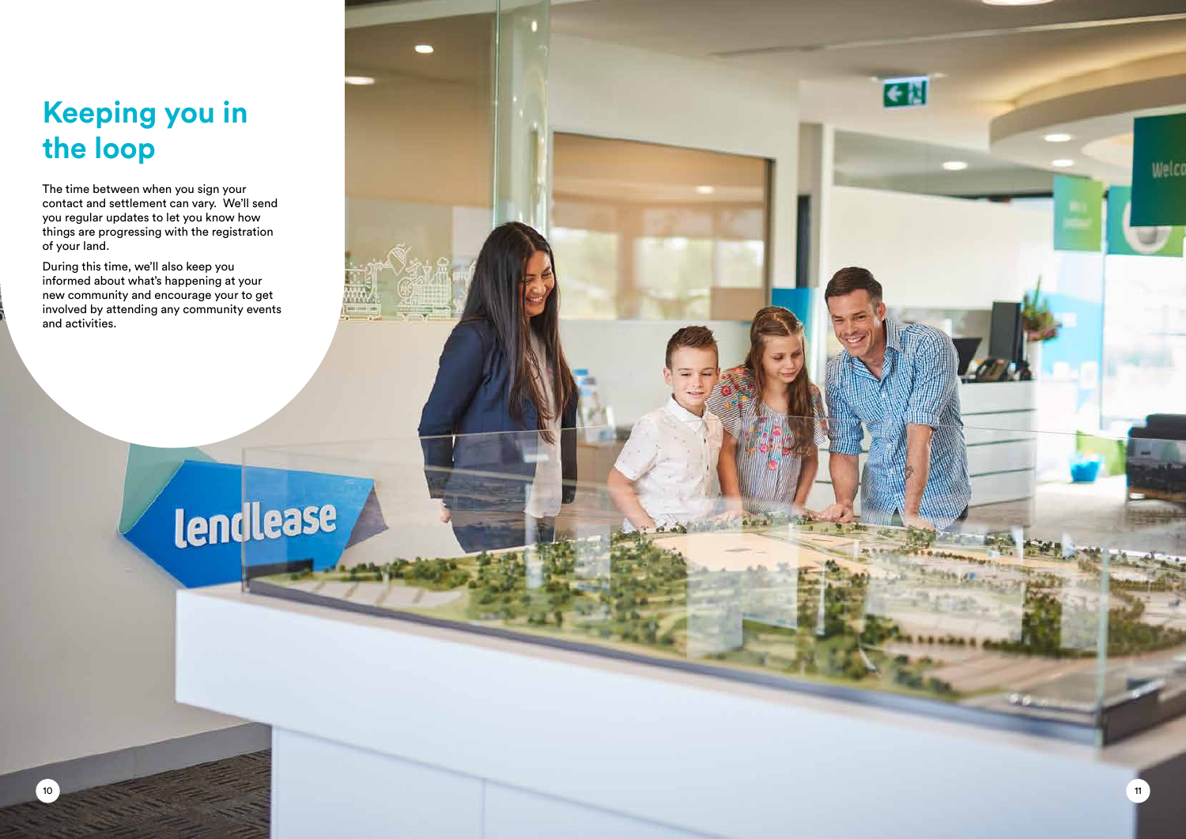# Keeping you in the loop

The time between when you sign your contact and settlement can vary.  We'll send you regular updates to let you know how things are progressing with the registration of your land.

During this time, we'll also keep you informed about what's happening at your new community and encourage your to get involved by attending any community events and activities.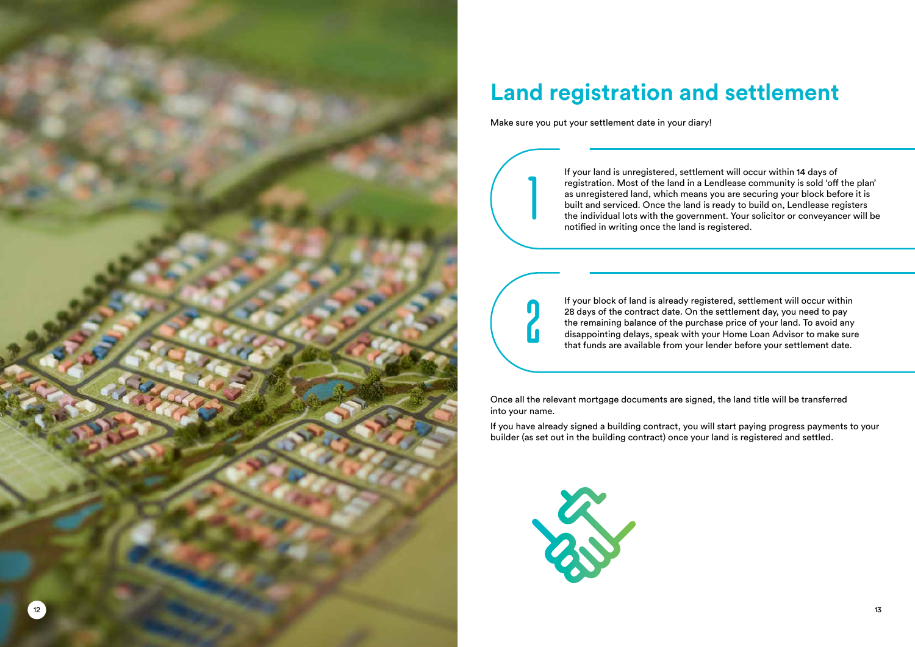# Land registration and settlement

Make sure you put your settlement date in your diary!

1. If your land is unregistered, settlement will occur within 14 days of registration. Most of the land in a Lendlease community is sold 'off the plan' as unregistered land, which means you are securing your block before it is built and serviced. Once the land is ready to build on, Lendlease registers the individual lots with the government. Your solicitor or conveyancer will be notified in writing once the land is registered.

2. If your block of land is already registered, settlement will occur within 28 days of the contract date. On the settlement day, you need to pay the remaining balance of the purchase price of your land. To avoid any disappointing delays, speak with your Home Loan Advisor to make sure that funds are available from your lender before your settlement date.

Once all the relevant mortgage documents are signed, the land title will be transferred into your name.

If you have already signed a building contract, you will start paying progress payments to your builder (as set out in the building contract) once your land is registered and settled.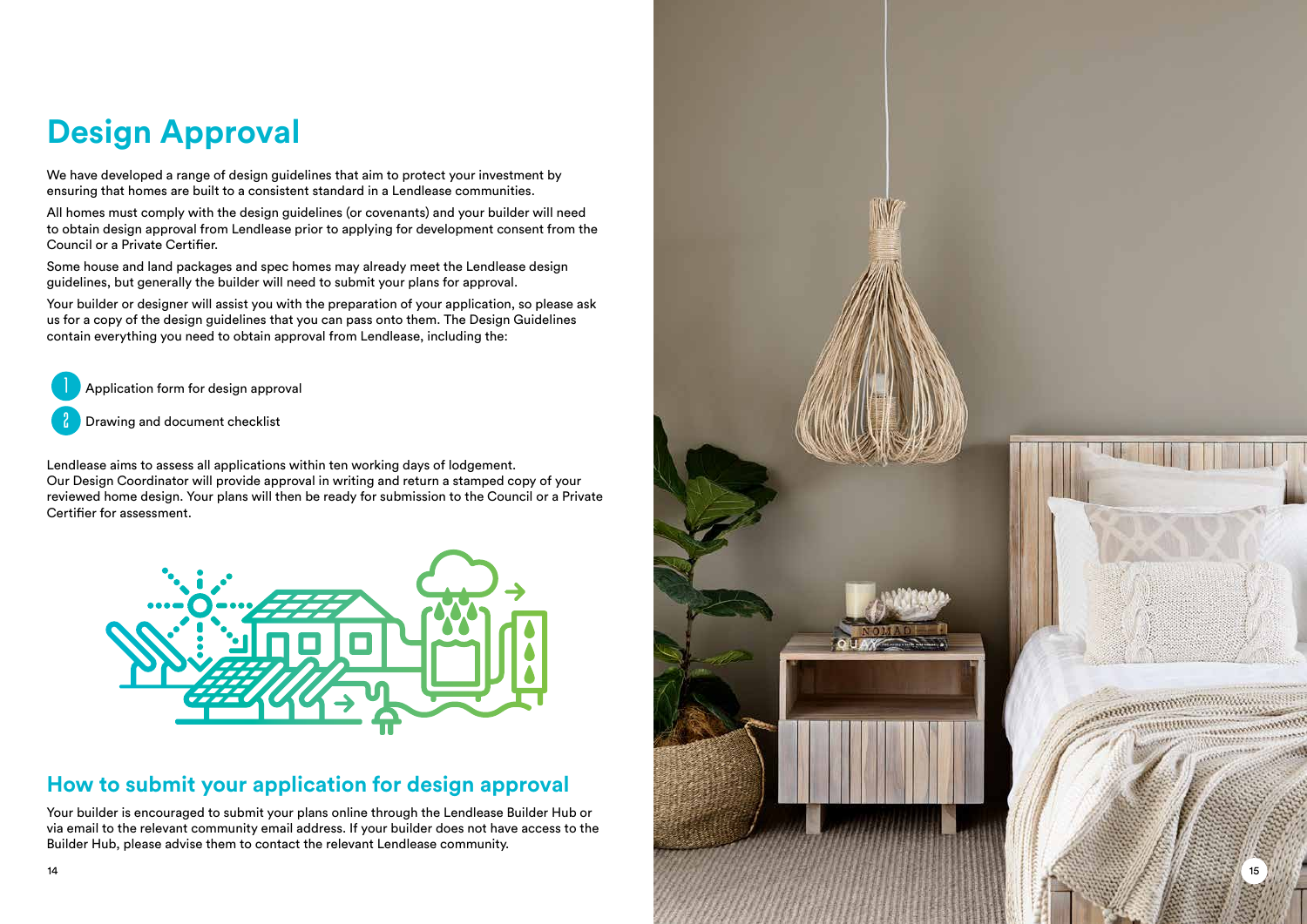# Design Approval

We have developed a range of design guidelines that aim to protect your investment by ensuring that homes are built to a consistent standard in a Lendlease communities.

All homes must comply with the design guidelines (or covenants) and your builder will need to obtain design approval from Lendlease prior to applying for development consent from the Council or a Private Certifier.

Some house and land packages and spec homes may already meet the Lendlease design guidelines, but generally the builder will need to submit your plans for approval.

Your builder or designer will assist you with the preparation of your application, so please ask us for a copy of the design guidelines that you can pass onto them. The Design Guidelines contain everything you need to obtain approval from Lendlease, including the:

1. Application form for design approval
2. Drawing and document checklist

Lendlease aims to assess all applications within ten working days of lodgement. Our Design Coordinator will provide approval in writing and return a stamped copy of your reviewed home design. Your plans will then be ready for submission to the Council or a Private Certifier for assessment.

## How to submit your application for design approval

Your builder is encouraged to submit your plans online through the Lendlease Builder Hub or via email to the relevant community email address. If your builder does not have access to the Builder Hub, please advise them to contact the relevant Lendlease community.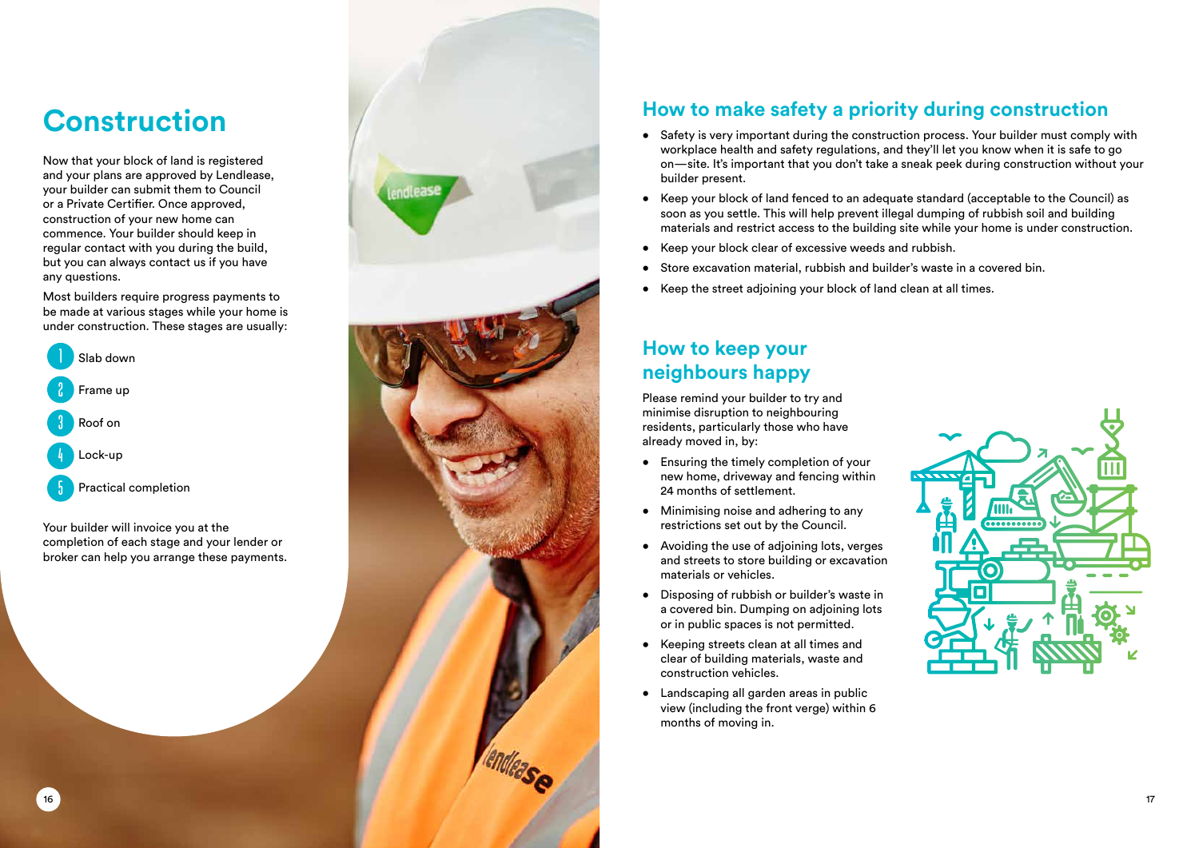# Construction

Now that your block of land is registered and your plans are approved by Lendlease, your builder can submit them to Council or a Private Certifier. Once approved, construction of your new home can commence. Your builder should keep in regular contact with you during the build, but you can always contact us if you have any questions.

Most builders require progress payments to be made at various stages while your home is under construction. These stages are usually:

1. Slab down
2. Frame up
3. Roof on
4. Lock-up
5. Practical completion

Your builder will invoice you at the completion of each stage and your lender or broker can help you arrange these payments.

## How to make safety a priority during construction

- Safety is very important during the construction process. Your builder must comply with workplace health and safety regulations, and they'll let you know when it is safe to go on—site. It's important that you don't take a sneak peek during construction without your builder present.
- Keep your block of land fenced to an adequate standard (acceptable to the Council) as soon as you settle. This will help prevent illegal dumping of rubbish soil and building materials and restrict access to the building site while your home is under construction.
- Keep your block clear of excessive weeds and rubbish.
- Store excavation material, rubbish and builder's waste in a covered bin.
- Keep the street adjoining your block of land clean at all times.

## How to keep your neighbours happy

Please remind your builder to try and minimise disruption to neighbouring residents, particularly those who have already moved in, by:

- Ensuring the timely completion of your new home, driveway and fencing within 24 months of settlement.
- Minimising noise and adhering to any restrictions set out by the Council.
- Avoiding the use of adjoining lots, verges and streets to store building or excavation materials or vehicles.
- Disposing of rubbish or builder's waste in a covered bin. Dumping on adjoining lots or in public spaces is not permitted.
- Keeping streets clean at all times and clear of building materials, waste and construction vehicles.
- Landscaping all garden areas in public view (including the front verge) within 6 months of moving in.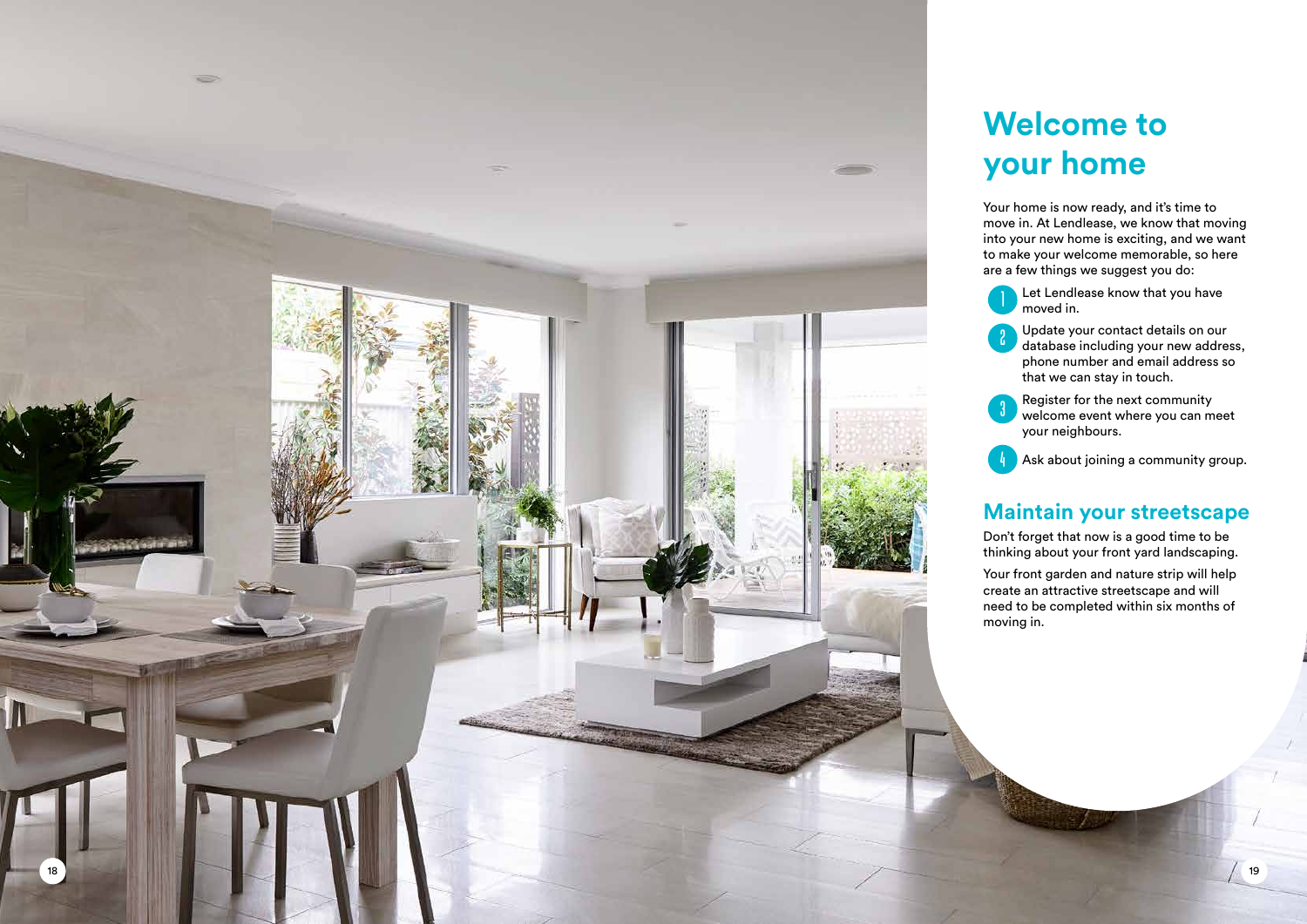# Welcome to your home

Your home is now ready, and it's time to move in. At Lendlease, we know that moving into your new home is exciting, and we want to make your welcome memorable, so here are a few things we suggest you do:

1. Let Lendlease know that you have moved in.
2. Update your contact details on our database including your new address, phone number and email address so that we can stay in touch.
3. Register for the next community welcome event where you can meet your neighbours.
4. Ask about joining a community group.

## Maintain your streetscape

Don't forget that now is a good time to be thinking about your front yard landscaping.

Your front garden and nature strip will help create an attractive streetscape and will need to be completed within six months of moving in.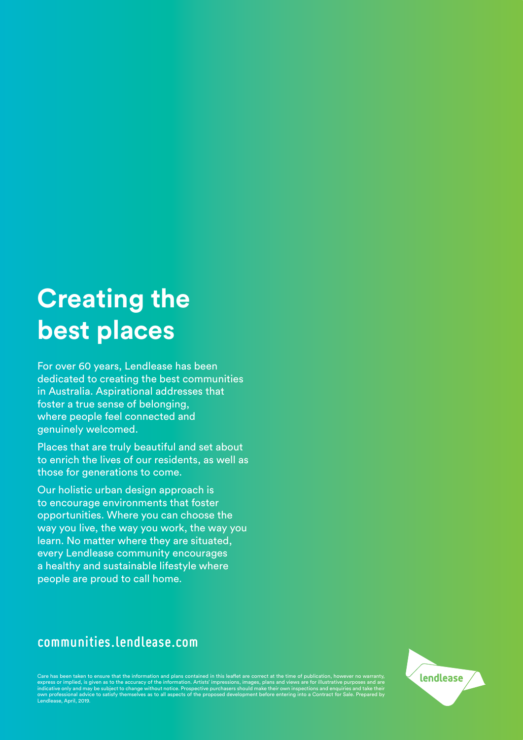# Creating the best places

For over 60 years, Lendlease has been dedicated to creating the best communities in Australia. Aspirational addresses that foster a true sense of belonging, where people feel connected and genuinely welcomed.

Places that are truly beautiful and set about to enrich the lives of our residents, as well as those for generations to come.

Our holistic urban design approach is to encourage environments that foster opportunities. Where you can choose the way you live, the way you work, the way you learn. No matter where they are situated, every Lendlease community encourages a healthy and sustainable lifestyle where people are proud to call home.

**communities.lendlease.com**

Care has been taken to ensure that the information and plans contained in this leaflet are correct at the time of publication, however no warranty, express or implied, is given as to the accuracy of the information. Artists' impressions, images, plans and views are for illustrative purposes and are indicative only and may be subject to change without notice. Prospective purchasers should make their own inspections and enquiries and take their own professional advice to satisfy themselves as to all aspects of the proposed development before entering into a Contract for Sale. Prepared by Lendlease, April, 2019.

lendlease